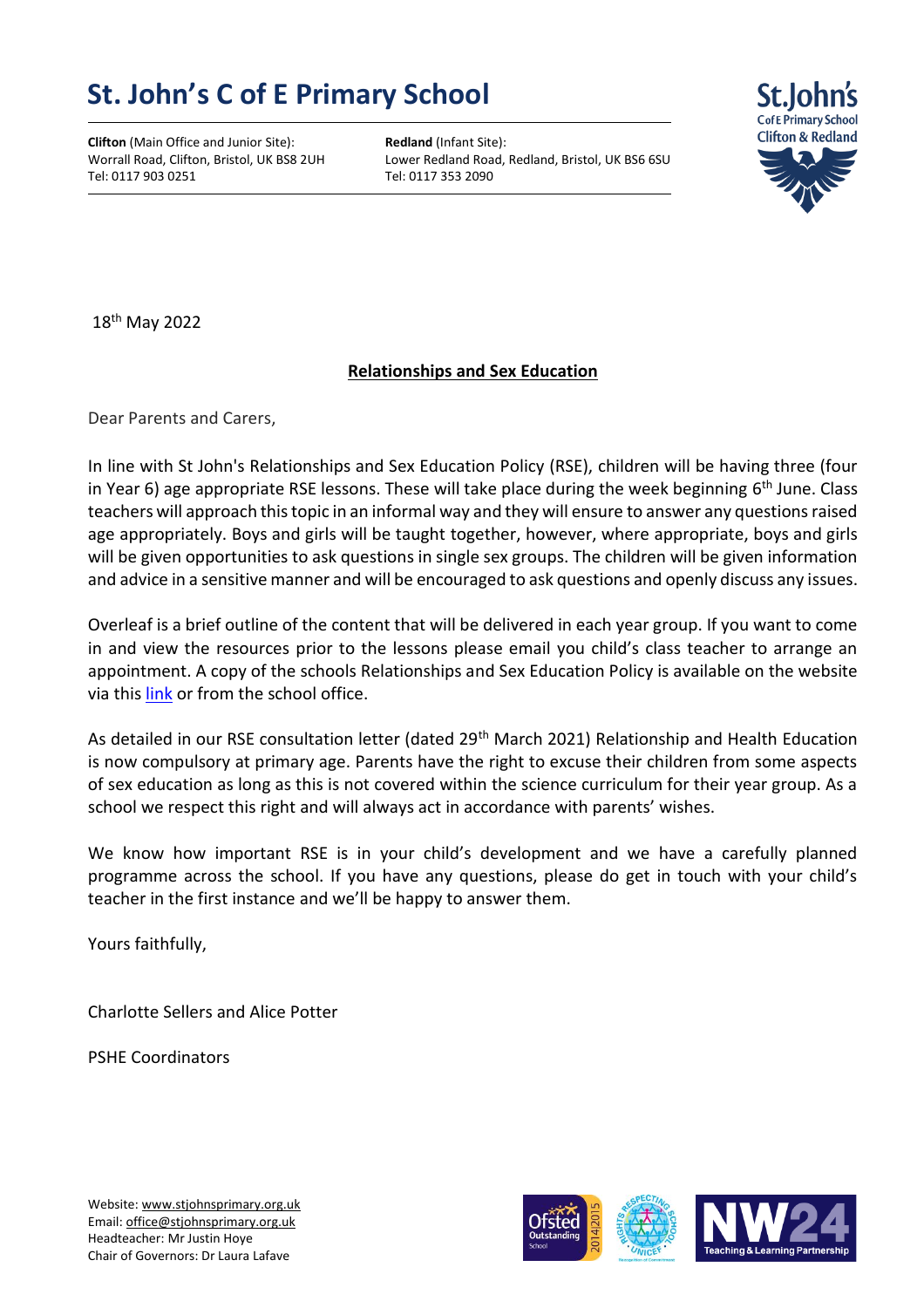# St. John's C of E Primary School

**Clifton** (Main Office and Junior Site):
Worrall Road, Clifton, Bristol, UK BS8 2UH
Tel: 0117 903 0251

**Redland** (Infant Site):
Lower Redland Road, Redland, Bristol, UK BS6 6SU
Tel: 0117 353 2090

18th May 2022

**Relationships and Sex Education**

Dear Parents and Carers,

In line with St John's Relationships and Sex Education Policy (RSE), children will be having three (four in Year 6) age appropriate RSE lessons. These will take place during the week beginning 6th June. Class teachers will approach this topic in an informal way and they will ensure to answer any questions raised age appropriately. Boys and girls will be taught together, however, where appropriate, boys and girls will be given opportunities to ask questions in single sex groups. The children will be given information and advice in a sensitive manner and will be encouraged to ask questions and openly discuss any issues.

Overleaf is a brief outline of the content that will be delivered in each year group. If you want to come in and view the resources prior to the lessons please email you child's class teacher to arrange an appointment. A copy of the schools Relationships and Sex Education Policy is available on the website via this link or from the school office.

As detailed in our RSE consultation letter (dated 29th March 2021) Relationship and Health Education is now compulsory at primary age. Parents have the right to excuse their children from some aspects of sex education as long as this is not covered within the science curriculum for their year group. As a school we respect this right and will always act in accordance with parents' wishes.

We know how important RSE is in your child's development and we have a carefully planned programme across the school. If you have any questions, please do get in touch with your child's teacher in the first instance and we'll be happy to answer them.

Yours faithfully,

Charlotte Sellers and Alice Potter

PSHE Coordinators

Website: www.stjohnsprimary.org.uk
Email: office@stjohnsprimary.org.uk
Headteacher: Mr Justin Hoye
Chair of Governors: Dr Laura Lafave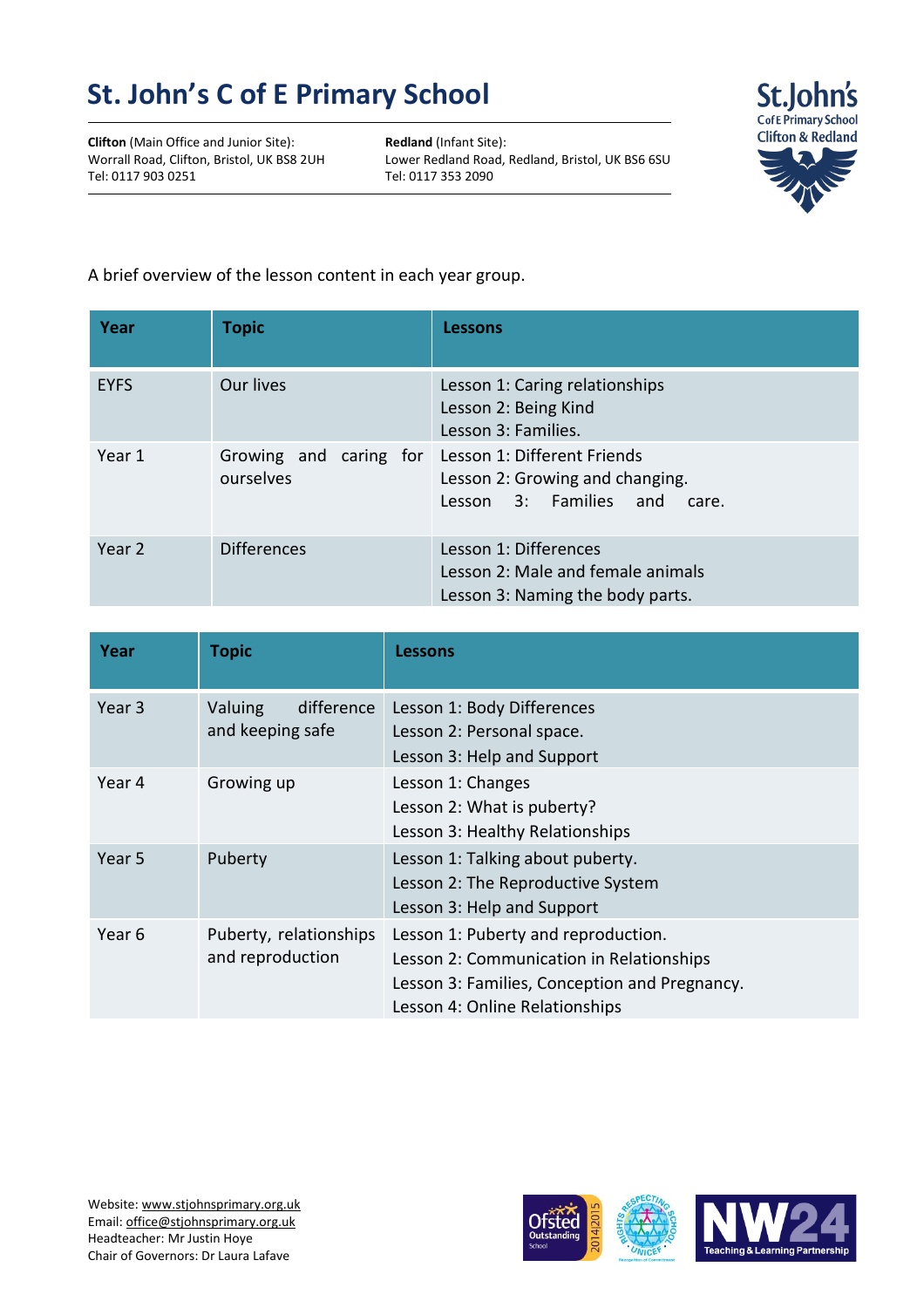# St. John's C of E Primary School

**Clifton** (Main Office and Junior Site):
Worrall Road, Clifton, Bristol, UK BS8 2UH
Tel: 0117 903 0251

**Redland** (Infant Site):
Lower Redland Road, Redland, Bristol, UK BS6 6SU
Tel: 0117 353 2090

A brief overview of the lesson content in each year group.

| Year | Topic | Lessons |
|---|---|---|
| EYFS | Our lives | Lesson 1: Caring relationships<br>Lesson 2: Being Kind<br>Lesson 3: Families. |
| Year 1 | Growing and caring for ourselves | Lesson 1: Different Friends<br>Lesson 2: Growing and changing.<br>Lesson 3: Families and care. |
| Year 2 | Differences | Lesson 1: Differences<br>Lesson 2: Male and female animals<br>Lesson 3: Naming the body parts. |

| Year | Topic | Lessons |
|---|---|---|
| Year 3 | Valuing difference and keeping safe | Lesson 1: Body Differences<br>Lesson 2: Personal space.<br>Lesson 3: Help and Support |
| Year 4 | Growing up | Lesson 1: Changes<br>Lesson 2: What is puberty?<br>Lesson 3: Healthy Relationships |
| Year 5 | Puberty | Lesson 1: Talking about puberty.<br>Lesson 2: The Reproductive System<br>Lesson 3: Help and Support |
| Year 6 | Puberty, relationships and reproduction | Lesson 1: Puberty and reproduction.<br>Lesson 2: Communication in Relationships<br>Lesson 3: Families, Conception and Pregnancy.<br>Lesson 4: Online Relationships |

Website: www.stjohnsprimary.org.uk
Email: office@stjohnsprimary.org.uk
Headteacher: Mr Justin Hoye
Chair of Governors: Dr Laura Lafave